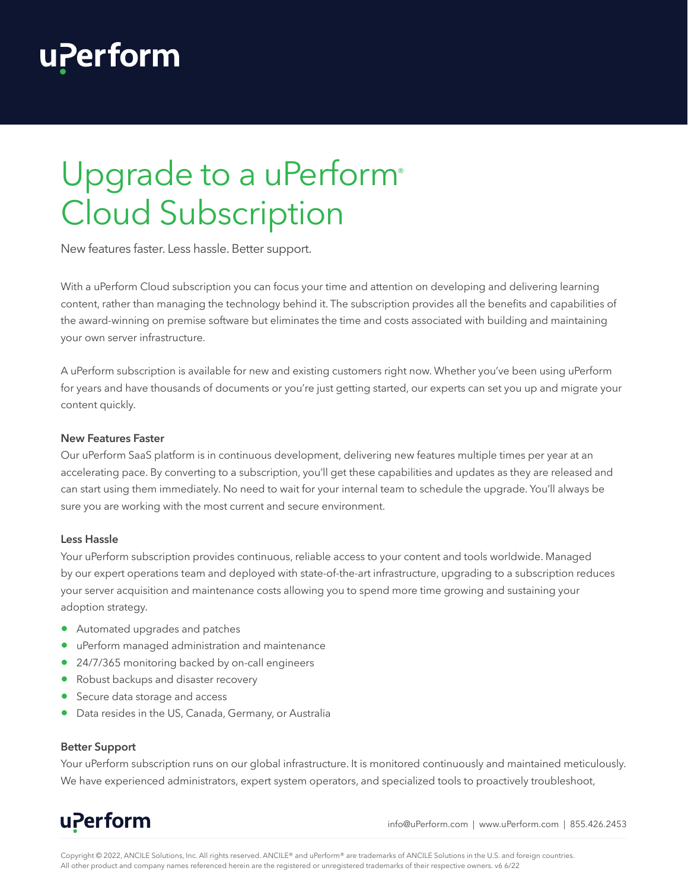# Upgrade to a uPerform® Cloud Subscription

New features faster. Less hassle. Better support.

With a uPerform Cloud subscription you can focus your time and attention on developing and delivering learning content, rather than managing the technology behind it. The subscription provides all the benefits and capabilities of the award-winning on premise software but eliminates the time and costs associated with building and maintaining your own server infrastructure.

A uPerform subscription is available for new and existing customers right now. Whether you've been using uPerform for years and have thousands of documents or you're just getting started, our experts can set you up and migrate your content quickly.

### New Features Faster

Our uPerform SaaS platform is in continuous development, delivering new features multiple times per year at an accelerating pace. By converting to a subscription, you'll get these capabilities and updates as they are released and can start using them immediately. No need to wait for your internal team to schedule the upgrade. You'll always be sure you are working with the most current and secure environment.

### Less Hassle

Your uPerform subscription provides continuous, reliable access to your content and tools worldwide. Managed by our expert operations team and deployed with state-of-the-art infrastructure, upgrading to a subscription reduces your server acquisition and maintenance costs allowing you to spend more time growing and sustaining your adoption strategy.

- Automated upgrades and patches
- uPerform managed administration and maintenance
- 24/7/365 monitoring backed by on-call engineers
- Robust backups and disaster recovery
- Secure data storage and access
- Data resides in the US, Canada, Germany, or Australia

### Better Support

Your uPerform subscription runs on our global infrastructure. It is monitored continuously and maintained meticulously. We have experienced administrators, expert system operators, and specialized tools to proactively troubleshoot,

info@uPerform.com | www.uPerform.com | 855.426.2453

Copyright © 2022, ANCILE Solutions, Inc. All rights reserved. ANCILE® and uPerform® are trademarks of ANCILE Solutions in the U.S. and foreign countries. All other product and company names referenced herein are the registered or unregistered trademarks of their respective owners. v6 6/22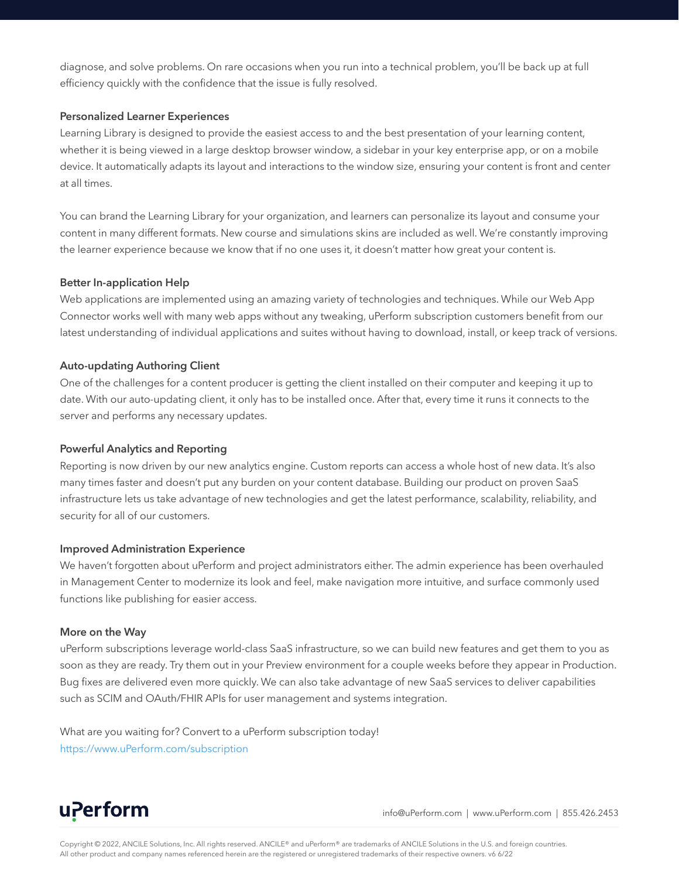diagnose, and solve problems. On rare occasions when you run into a technical problem, you'll be back up at full efficiency quickly with the confidence that the issue is fully resolved.

### Personalized Learner Experiences

Learning Library is designed to provide the easiest access to and the best presentation of your learning content, whether it is being viewed in a large desktop browser window, a sidebar in your key enterprise app, or on a mobile device. It automatically adapts its layout and interactions to the window size, ensuring your content is front and center at all times.

You can brand the Learning Library for your organization, and learners can personalize its layout and consume your content in many different formats. New course and simulations skins are included as well. We're constantly improving the learner experience because we know that if no one uses it, it doesn't matter how great your content is.

### Better In-application Help

Web applications are implemented using an amazing variety of technologies and techniques. While our Web App Connector works well with many web apps without any tweaking, uPerform subscription customers benefit from our latest understanding of individual applications and suites without having to download, install, or keep track of versions.

### Auto-updating Authoring Client

One of the challenges for a content producer is getting the client installed on their computer and keeping it up to date. With our auto-updating client, it only has to be installed once. After that, every time it runs it connects to the server and performs any necessary updates.

### Powerful Analytics and Reporting

Reporting is now driven by our new analytics engine. Custom reports can access a whole host of new data. It's also many times faster and doesn't put any burden on your content database. Building our product on proven SaaS infrastructure lets us take advantage of new technologies and get the latest performance, scalability, reliability, and security for all of our customers.

### Improved Administration Experience

We haven't forgotten about uPerform and project administrators either. The admin experience has been overhauled in Management Center to modernize its look and feel, make navigation more intuitive, and surface commonly used functions like publishing for easier access.

### More on the Way

uPerform subscriptions leverage world-class SaaS infrastructure, so we can build new features and get them to you as soon as they are ready. Try them out in your Preview environment for a couple weeks before they appear in Production. Bug fixes are delivered even more quickly. We can also take advantage of new SaaS services to deliver capabilities such as SCIM and OAuth/FHIR APIs for user management and systems integration.

What are you waiting for? Convert to a uPerform subscription today!
https://www.uPerform.com/subscription

uPerform

info@uPerform.com | www.uPerform.com | 855.426.2453

Copyright © 2022, ANCILE Solutions, Inc. All rights reserved. ANCILE® and uPerform® are trademarks of ANCILE Solutions in the U.S. and foreign countries. All other product and company names referenced herein are the registered or unregistered trademarks of their respective owners. v6 6/22